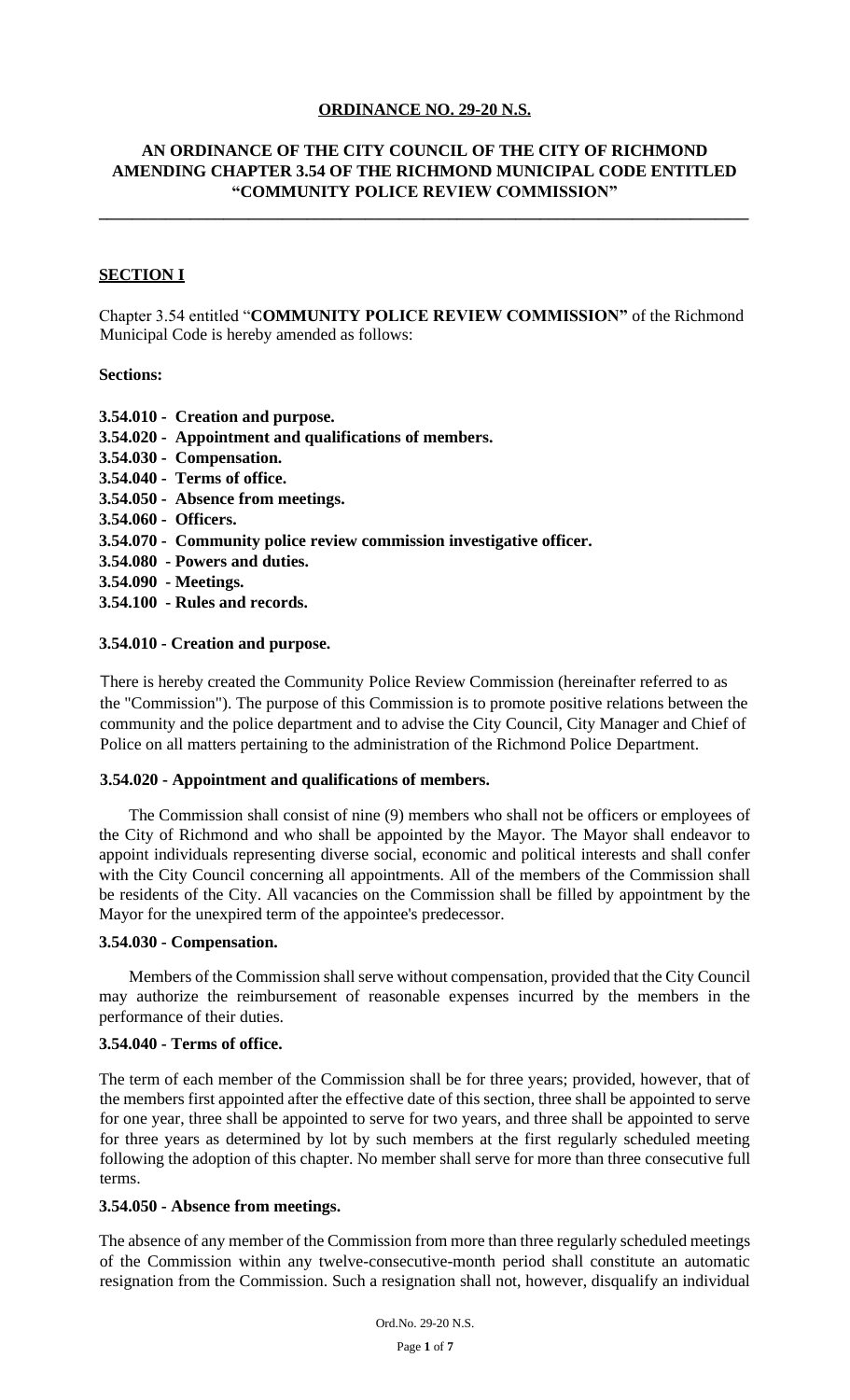**ORDINANCE NO. 29-20 N.S.**

**AN ORDINANCE OF THE CITY COUNCIL OF THE CITY OF RICHMOND AMENDING CHAPTER 3.54 OF THE RICHMOND MUNICIPAL CODE ENTITLED "COMMUNITY POLICE REVIEW COMMISSION"**

---

## SECTION I

Chapter 3.54 entitled "**COMMUNITY POLICE REVIEW COMMISSION"** of the Richmond Municipal Code is hereby amended as follows:

**Sections:**

**3.54.010 - Creation and purpose.**
**3.54.020 - Appointment and qualifications of members.**
**3.54.030 - Compensation.**
**3.54.040 - Terms of office.**
**3.54.050 - Absence from meetings.**
**3.54.060 - Officers.**
**3.54.070 - Community police review commission investigative officer.**
**3.54.080 - Powers and duties.**
**3.54.090 - Meetings.**
**3.54.100 - Rules and records.**

### 3.54.010 - Creation and purpose.

There is hereby created the Community Police Review Commission (hereinafter referred to as the "Commission"). The purpose of this Commission is to promote positive relations between the community and the police department and to advise the City Council, City Manager and Chief of Police on all matters pertaining to the administration of the Richmond Police Department.

### 3.54.020 - Appointment and qualifications of members.

The Commission shall consist of nine (9) members who shall not be officers or employees of the City of Richmond and who shall be appointed by the Mayor. The Mayor shall endeavor to appoint individuals representing diverse social, economic and political interests and shall confer with the City Council concerning all appointments. All of the members of the Commission shall be residents of the City. All vacancies on the Commission shall be filled by appointment by the Mayor for the unexpired term of the appointee's predecessor.

### 3.54.030 - Compensation.

Members of the Commission shall serve without compensation, provided that the City Council may authorize the reimbursement of reasonable expenses incurred by the members in the performance of their duties.

### 3.54.040 - Terms of office.

The term of each member of the Commission shall be for three years; provided, however, that of the members first appointed after the effective date of this section, three shall be appointed to serve for one year, three shall be appointed to serve for two years, and three shall be appointed to serve for three years as determined by lot by such members at the first regularly scheduled meeting following the adoption of this chapter. No member shall serve for more than three consecutive full terms.

### 3.54.050 - Absence from meetings.

The absence of any member of the Commission from more than three regularly scheduled meetings of the Commission within any twelve-consecutive-month period shall constitute an automatic resignation from the Commission. Such a resignation shall not, however, disqualify an individual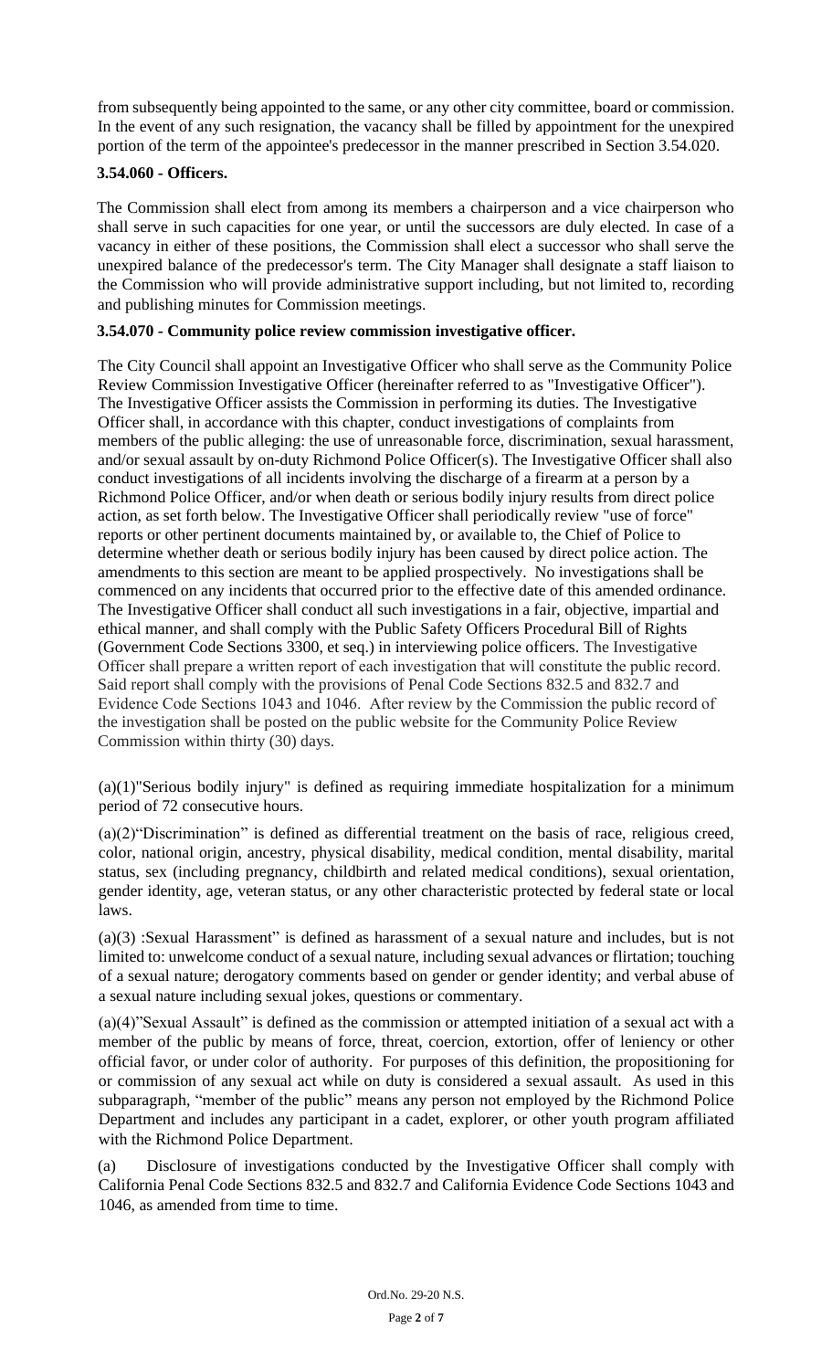from subsequently being appointed to the same, or any other city committee, board or commission. In the event of any such resignation, the vacancy shall be filled by appointment for the unexpired portion of the term of the appointee's predecessor in the manner prescribed in Section 3.54.020.

### 3.54.060 - Officers.

The Commission shall elect from among its members a chairperson and a vice chairperson who shall serve in such capacities for one year, or until the successors are duly elected. In case of a vacancy in either of these positions, the Commission shall elect a successor who shall serve the unexpired balance of the predecessor's term. The City Manager shall designate a staff liaison to the Commission who will provide administrative support including, but not limited to, recording and publishing minutes for Commission meetings.

### 3.54.070 - Community police review commission investigative officer.

The City Council shall appoint an Investigative Officer who shall serve as the Community Police Review Commission Investigative Officer (hereinafter referred to as "Investigative Officer"). The Investigative Officer assists the Commission in performing its duties. The Investigative Officer shall, in accordance with this chapter, conduct investigations of complaints from members of the public alleging: the use of unreasonable force, discrimination, sexual harassment, and/or sexual assault by on-duty Richmond Police Officer(s). The Investigative Officer shall also conduct investigations of all incidents involving the discharge of a firearm at a person by a Richmond Police Officer, and/or when death or serious bodily injury results from direct police action, as set forth below. The Investigative Officer shall periodically review "use of force" reports or other pertinent documents maintained by, or available to, the Chief of Police to determine whether death or serious bodily injury has been caused by direct police action. The amendments to this section are meant to be applied prospectively. No investigations shall be commenced on any incidents that occurred prior to the effective date of this amended ordinance. The Investigative Officer shall conduct all such investigations in a fair, objective, impartial and ethical manner, and shall comply with the Public Safety Officers Procedural Bill of Rights (Government Code Sections 3300, et seq.) in interviewing police officers. The Investigative Officer shall prepare a written report of each investigation that will constitute the public record. Said report shall comply with the provisions of Penal Code Sections 832.5 and 832.7 and Evidence Code Sections 1043 and 1046. After review by the Commission the public record of the investigation shall be posted on the public website for the Community Police Review Commission within thirty (30) days.

(a)(1)"Serious bodily injury" is defined as requiring immediate hospitalization for a minimum period of 72 consecutive hours.

(a)(2)"Discrimination" is defined as differential treatment on the basis of race, religious creed, color, national origin, ancestry, physical disability, medical condition, mental disability, marital status, sex (including pregnancy, childbirth and related medical conditions), sexual orientation, gender identity, age, veteran status, or any other characteristic protected by federal state or local laws.

(a)(3) :Sexual Harassment" is defined as harassment of a sexual nature and includes, but is not limited to: unwelcome conduct of a sexual nature, including sexual advances or flirtation; touching of a sexual nature; derogatory comments based on gender or gender identity; and verbal abuse of a sexual nature including sexual jokes, questions or commentary.

(a)(4)"Sexual Assault" is defined as the commission or attempted initiation of a sexual act with a member of the public by means of force, threat, coercion, extortion, offer of leniency or other official favor, or under color of authority. For purposes of this definition, the propositioning for or commission of any sexual act while on duty is considered a sexual assault. As used in this subparagraph, "member of the public" means any person not employed by the Richmond Police Department and includes any participant in a cadet, explorer, or other youth program affiliated with the Richmond Police Department.

(a) Disclosure of investigations conducted by the Investigative Officer shall comply with California Penal Code Sections 832.5 and 832.7 and California Evidence Code Sections 1043 and 1046, as amended from time to time.

Ord.No. 29-20 N.S.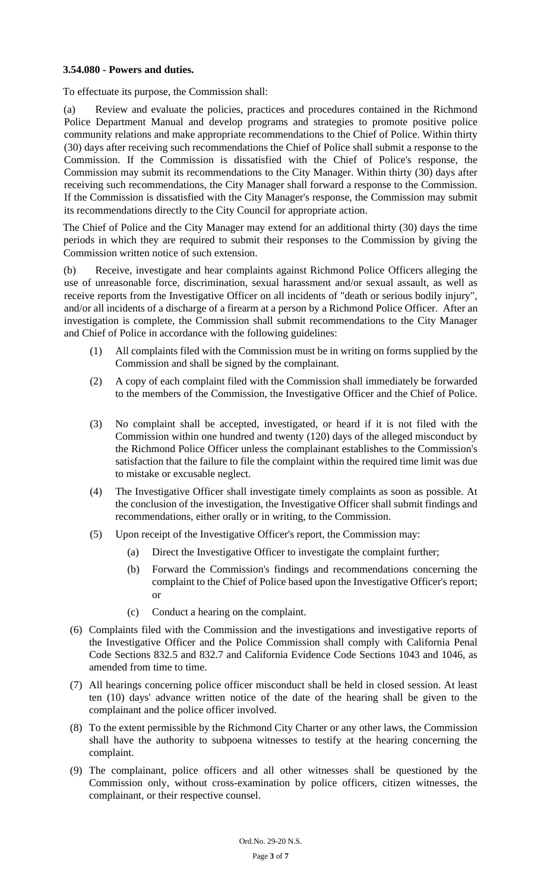**3.54.080 - Powers and duties.**

To effectuate its purpose, the Commission shall:

(a) Review and evaluate the policies, practices and procedures contained in the Richmond Police Department Manual and develop programs and strategies to promote positive police community relations and make appropriate recommendations to the Chief of Police. Within thirty (30) days after receiving such recommendations the Chief of Police shall submit a response to the Commission. If the Commission is dissatisfied with the Chief of Police's response, the Commission may submit its recommendations to the City Manager. Within thirty (30) days after receiving such recommendations, the City Manager shall forward a response to the Commission. If the Commission is dissatisfied with the City Manager's response, the Commission may submit its recommendations directly to the City Council for appropriate action.

The Chief of Police and the City Manager may extend for an additional thirty (30) days the time periods in which they are required to submit their responses to the Commission by giving the Commission written notice of such extension.

(b) Receive, investigate and hear complaints against Richmond Police Officers alleging the use of unreasonable force, discrimination, sexual harassment and/or sexual assault, as well as receive reports from the Investigative Officer on all incidents of "death or serious bodily injury", and/or all incidents of a discharge of a firearm at a person by a Richmond Police Officer. After an investigation is complete, the Commission shall submit recommendations to the City Manager and Chief of Police in accordance with the following guidelines:

(1) All complaints filed with the Commission must be in writing on forms supplied by the Commission and shall be signed by the complainant.

(2) A copy of each complaint filed with the Commission shall immediately be forwarded to the members of the Commission, the Investigative Officer and the Chief of Police.

(3) No complaint shall be accepted, investigated, or heard if it is not filed with the Commission within one hundred and twenty (120) days of the alleged misconduct by the Richmond Police Officer unless the complainant establishes to the Commission's satisfaction that the failure to file the complaint within the required time limit was due to mistake or excusable neglect.

(4) The Investigative Officer shall investigate timely complaints as soon as possible. At the conclusion of the investigation, the Investigative Officer shall submit findings and recommendations, either orally or in writing, to the Commission.

(5) Upon receipt of the Investigative Officer's report, the Commission may:

  (a) Direct the Investigative Officer to investigate the complaint further;

  (b) Forward the Commission's findings and recommendations concerning the complaint to the Chief of Police based upon the Investigative Officer's report; or

  (c) Conduct a hearing on the complaint.

(6) Complaints filed with the Commission and the investigations and investigative reports of the Investigative Officer and the Police Commission shall comply with California Penal Code Sections 832.5 and 832.7 and California Evidence Code Sections 1043 and 1046, as amended from time to time.

(7) All hearings concerning police officer misconduct shall be held in closed session. At least ten (10) days' advance written notice of the date of the hearing shall be given to the complainant and the police officer involved.

(8) To the extent permissible by the Richmond City Charter or any other laws, the Commission shall have the authority to subpoena witnesses to testify at the hearing concerning the complaint.

(9) The complainant, police officers and all other witnesses shall be questioned by the Commission only, without cross-examination by police officers, citizen witnesses, the complainant, or their respective counsel.

Ord.No. 29-20 N.S.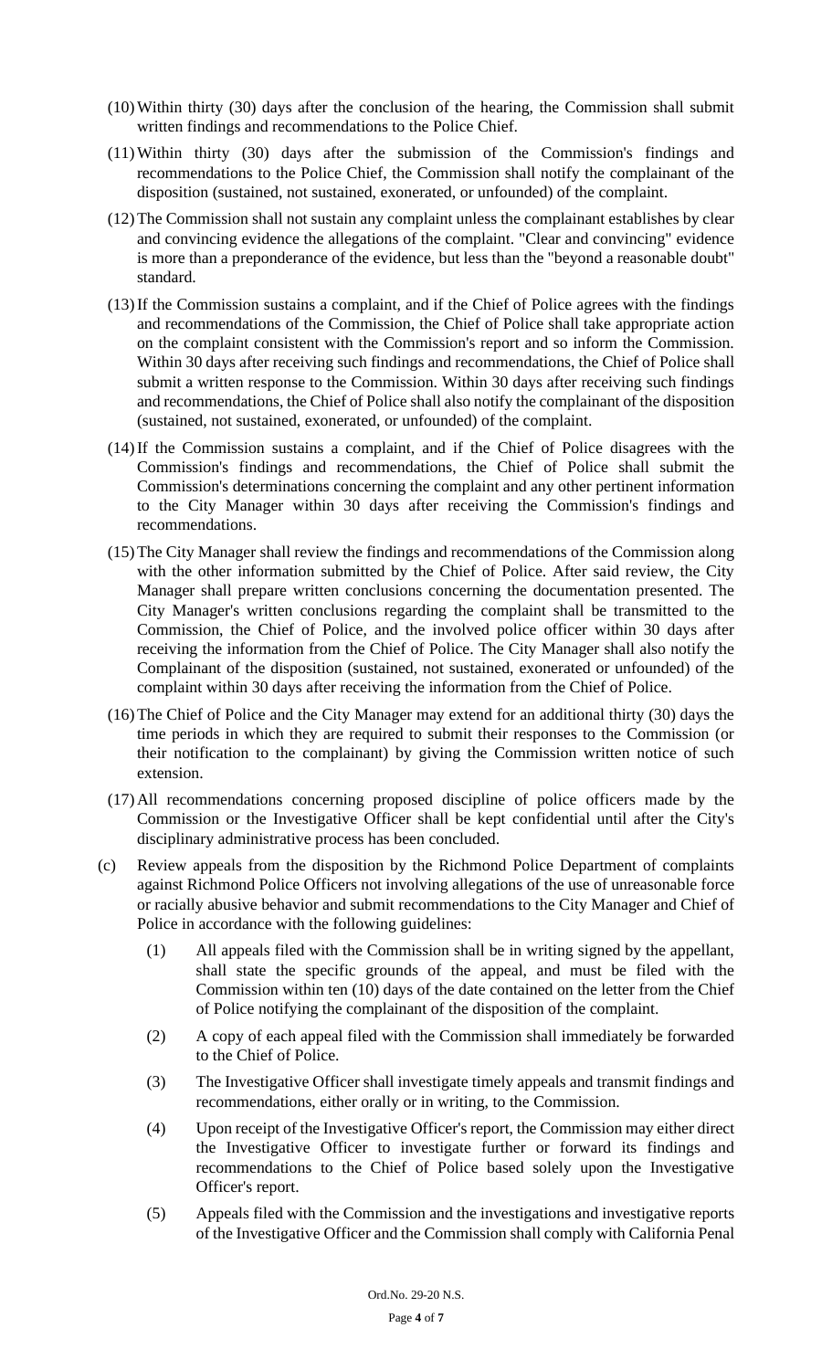(10) Within thirty (30) days after the conclusion of the hearing, the Commission shall submit written findings and recommendations to the Police Chief.

(11) Within thirty (30) days after the submission of the Commission's findings and recommendations to the Police Chief, the Commission shall notify the complainant of the disposition (sustained, not sustained, exonerated, or unfounded) of the complaint.

(12) The Commission shall not sustain any complaint unless the complainant establishes by clear and convincing evidence the allegations of the complaint. "Clear and convincing" evidence is more than a preponderance of the evidence, but less than the "beyond a reasonable doubt" standard.

(13) If the Commission sustains a complaint, and if the Chief of Police agrees with the findings and recommendations of the Commission, the Chief of Police shall take appropriate action on the complaint consistent with the Commission's report and so inform the Commission. Within 30 days after receiving such findings and recommendations, the Chief of Police shall submit a written response to the Commission. Within 30 days after receiving such findings and recommendations, the Chief of Police shall also notify the complainant of the disposition (sustained, not sustained, exonerated, or unfounded) of the complaint.

(14) If the Commission sustains a complaint, and if the Chief of Police disagrees with the Commission's findings and recommendations, the Chief of Police shall submit the Commission's determinations concerning the complaint and any other pertinent information to the City Manager within 30 days after receiving the Commission's findings and recommendations.

(15) The City Manager shall review the findings and recommendations of the Commission along with the other information submitted by the Chief of Police. After said review, the City Manager shall prepare written conclusions concerning the documentation presented. The City Manager's written conclusions regarding the complaint shall be transmitted to the Commission, the Chief of Police, and the involved police officer within 30 days after receiving the information from the Chief of Police. The City Manager shall also notify the Complainant of the disposition (sustained, not sustained, exonerated or unfounded) of the complaint within 30 days after receiving the information from the Chief of Police.

(16) The Chief of Police and the City Manager may extend for an additional thirty (30) days the time periods in which they are required to submit their responses to the Commission (or their notification to the complainant) by giving the Commission written notice of such extension.

(17) All recommendations concerning proposed discipline of police officers made by the Commission or the Investigative Officer shall be kept confidential until after the City's disciplinary administrative process has been concluded.

(c) Review appeals from the disposition by the Richmond Police Department of complaints against Richmond Police Officers not involving allegations of the use of unreasonable force or racially abusive behavior and submit recommendations to the City Manager and Chief of Police in accordance with the following guidelines:

(1) All appeals filed with the Commission shall be in writing signed by the appellant, shall state the specific grounds of the appeal, and must be filed with the Commission within ten (10) days of the date contained on the letter from the Chief of Police notifying the complainant of the disposition of the complaint.

(2) A copy of each appeal filed with the Commission shall immediately be forwarded to the Chief of Police.

(3) The Investigative Officer shall investigate timely appeals and transmit findings and recommendations, either orally or in writing, to the Commission.

(4) Upon receipt of the Investigative Officer's report, the Commission may either direct the Investigative Officer to investigate further or forward its findings and recommendations to the Chief of Police based solely upon the Investigative Officer's report.

(5) Appeals filed with the Commission and the investigations and investigative reports of the Investigative Officer and the Commission shall comply with California Penal

Ord.No. 29-20 N.S.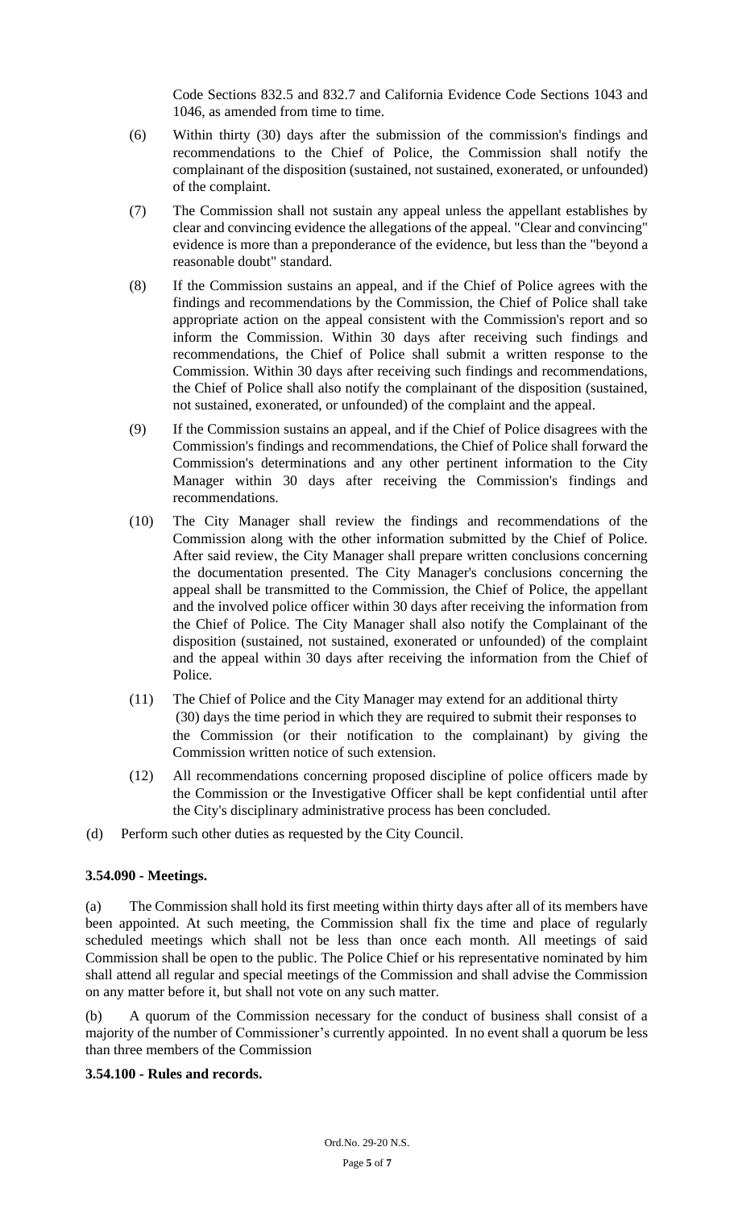Code Sections 832.5 and 832.7 and California Evidence Code Sections 1043 and 1046, as amended from time to time.

(6) Within thirty (30) days after the submission of the commission's findings and recommendations to the Chief of Police, the Commission shall notify the complainant of the disposition (sustained, not sustained, exonerated, or unfounded) of the complaint.

(7) The Commission shall not sustain any appeal unless the appellant establishes by clear and convincing evidence the allegations of the appeal. "Clear and convincing" evidence is more than a preponderance of the evidence, but less than the "beyond a reasonable doubt" standard.

(8) If the Commission sustains an appeal, and if the Chief of Police agrees with the findings and recommendations by the Commission, the Chief of Police shall take appropriate action on the appeal consistent with the Commission's report and so inform the Commission. Within 30 days after receiving such findings and recommendations, the Chief of Police shall submit a written response to the Commission. Within 30 days after receiving such findings and recommendations, the Chief of Police shall also notify the complainant of the disposition (sustained, not sustained, exonerated, or unfounded) of the complaint and the appeal.

(9) If the Commission sustains an appeal, and if the Chief of Police disagrees with the Commission's findings and recommendations, the Chief of Police shall forward the Commission's determinations and any other pertinent information to the City Manager within 30 days after receiving the Commission's findings and recommendations.

(10) The City Manager shall review the findings and recommendations of the Commission along with the other information submitted by the Chief of Police. After said review, the City Manager shall prepare written conclusions concerning the documentation presented. The City Manager's conclusions concerning the appeal shall be transmitted to the Commission, the Chief of Police, the appellant and the involved police officer within 30 days after receiving the information from the Chief of Police. The City Manager shall also notify the Complainant of the disposition (sustained, not sustained, exonerated or unfounded) of the complaint and the appeal within 30 days after receiving the information from the Chief of Police.

(11) The Chief of Police and the City Manager may extend for an additional thirty (30) days the time period in which they are required to submit their responses to the Commission (or their notification to the complainant) by giving the Commission written notice of such extension.

(12) All recommendations concerning proposed discipline of police officers made by the Commission or the Investigative Officer shall be kept confidential until after the City's disciplinary administrative process has been concluded.

(d) Perform such other duties as requested by the City Council.

**3.54.090 - Meetings.**

(a) The Commission shall hold its first meeting within thirty days after all of its members have been appointed. At such meeting, the Commission shall fix the time and place of regularly scheduled meetings which shall not be less than once each month. All meetings of said Commission shall be open to the public. The Police Chief or his representative nominated by him shall attend all regular and special meetings of the Commission and shall advise the Commission on any matter before it, but shall not vote on any such matter.

(b) A quorum of the Commission necessary for the conduct of business shall consist of a majority of the number of Commissioner's currently appointed. In no event shall a quorum be less than three members of the Commission

**3.54.100 - Rules and records.**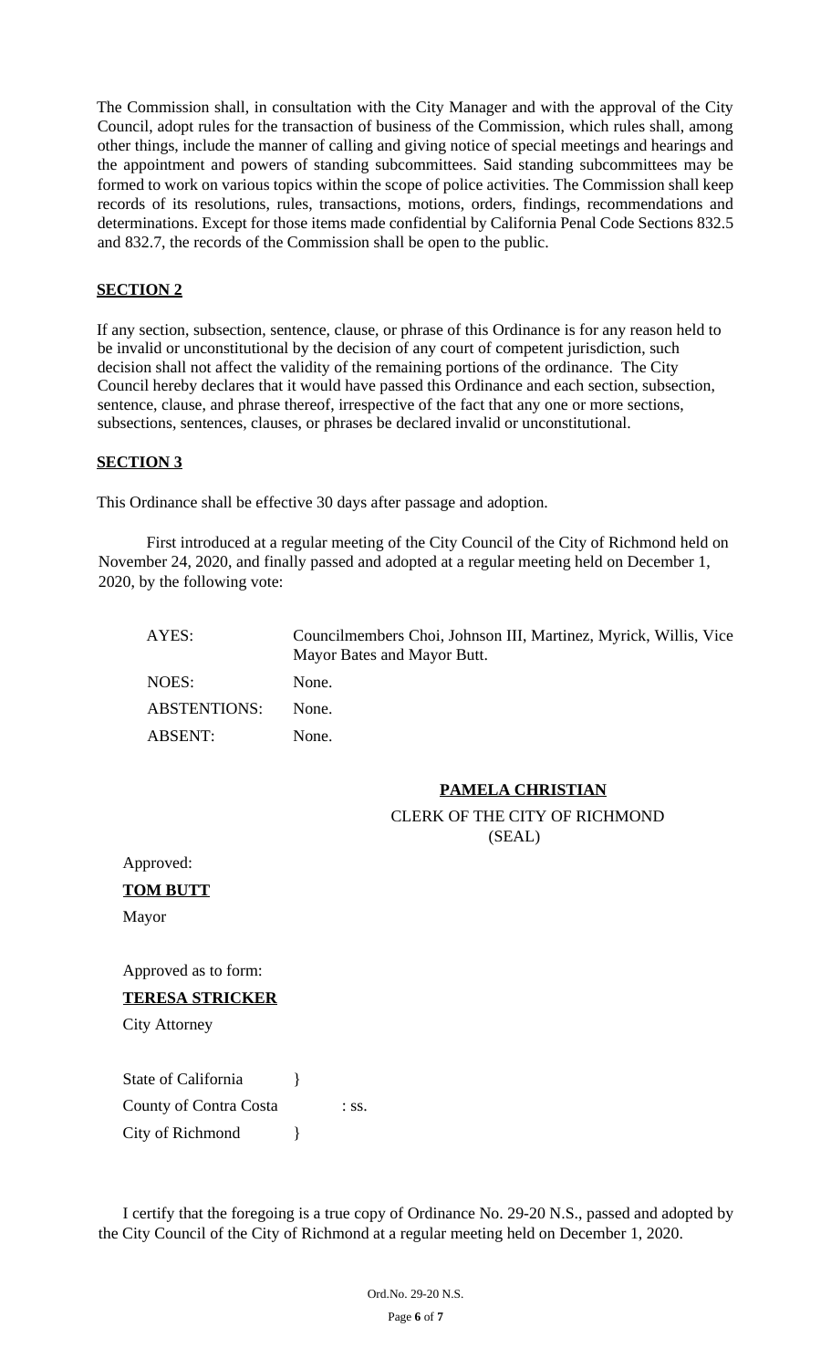The Commission shall, in consultation with the City Manager and with the approval of the City Council, adopt rules for the transaction of business of the Commission, which rules shall, among other things, include the manner of calling and giving notice of special meetings and hearings and the appointment and powers of standing subcommittees. Said standing subcommittees may be formed to work on various topics within the scope of police activities. The Commission shall keep records of its resolutions, rules, transactions, motions, orders, findings, recommendations and determinations. Except for those items made confidential by California Penal Code Sections 832.5 and 832.7, the records of the Commission shall be open to the public.

**SECTION 2**

If any section, subsection, sentence, clause, or phrase of this Ordinance is for any reason held to be invalid or unconstitutional by the decision of any court of competent jurisdiction, such decision shall not affect the validity of the remaining portions of the ordinance. The City Council hereby declares that it would have passed this Ordinance and each section, subsection, sentence, clause, and phrase thereof, irrespective of the fact that any one or more sections, subsections, sentences, clauses, or phrases be declared invalid or unconstitutional.

**SECTION 3**

This Ordinance shall be effective 30 days after passage and adoption.

First introduced at a regular meeting of the City Council of the City of Richmond held on November 24, 2020, and finally passed and adopted at a regular meeting held on December 1, 2020, by the following vote:

| | |
|---|---|
| AYES: | Councilmembers Choi, Johnson III, Martinez, Myrick, Willis, Vice Mayor Bates and Mayor Butt. |
| NOES: | None. |
| ABSTENTIONS: | None. |
| ABSENT: | None. |

**PAMELA CHRISTIAN**

CLERK OF THE CITY OF RICHMOND

(SEAL)

Approved:

**TOM BUTT**

Mayor

Approved as to form:

**TERESA STRICKER**

City Attorney

State of California }

County of Contra Costa : ss.

City of Richmond }

I certify that the foregoing is a true copy of Ordinance No. 29-20 N.S., passed and adopted by the City Council of the City of Richmond at a regular meeting held on December 1, 2020.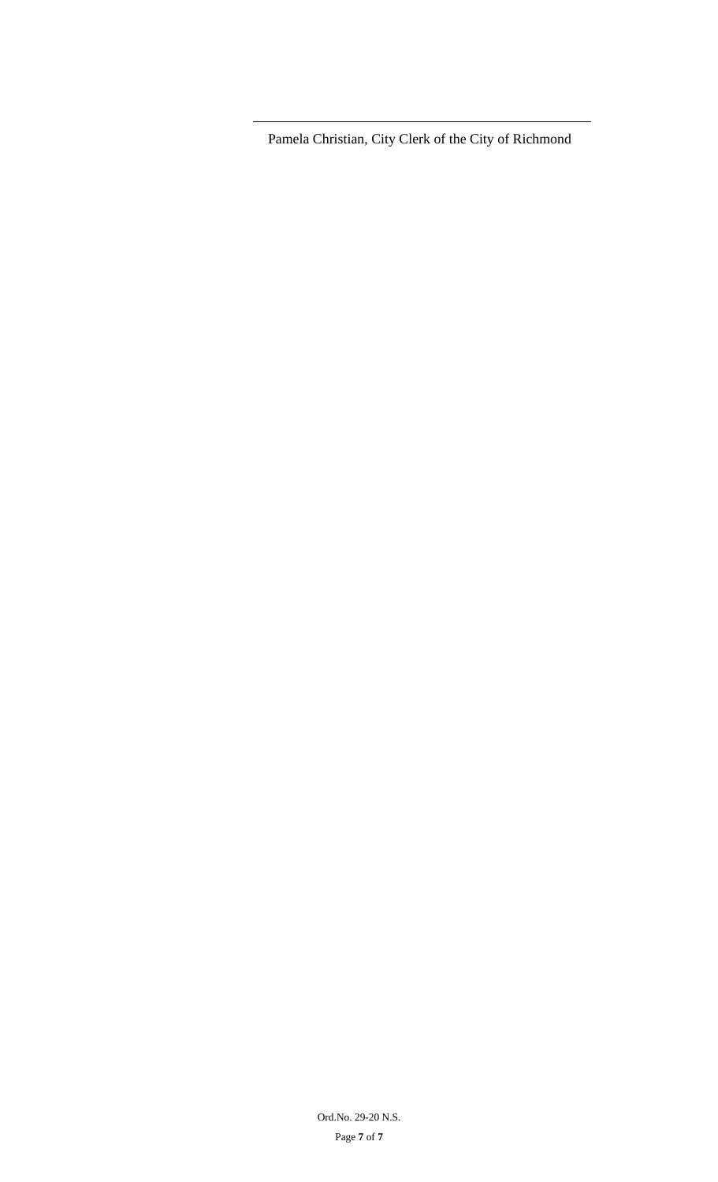\_\_\_\_\_\_\_\_\_\_\_\_\_\_\_\_\_\_\_\_\_\_\_\_\_\_\_\_\_\_\_\_\_\_\_\_\_\_\_\_

Pamela Christian, City Clerk of the City of Richmond

Ord.No. 29-20 N.S.